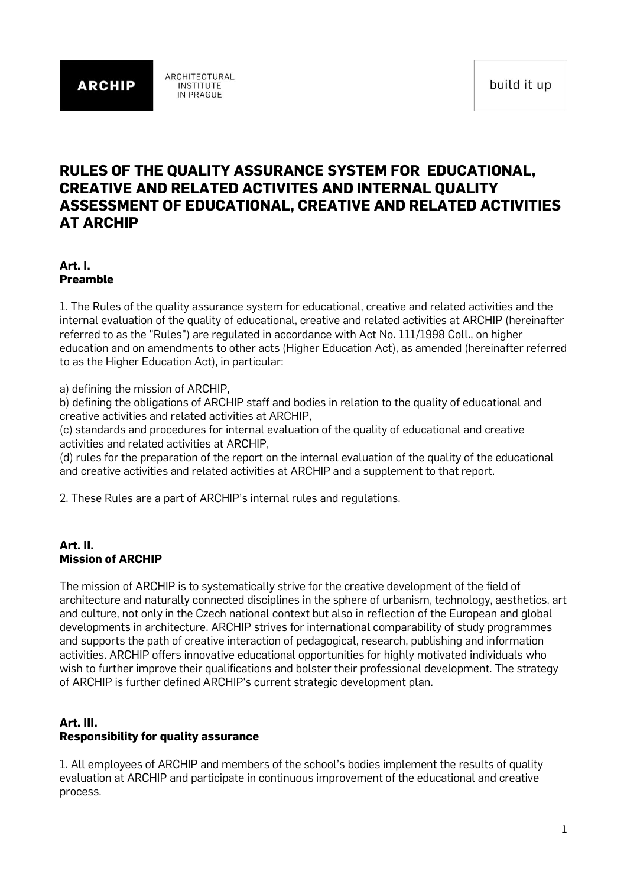# RULES OF THE QUALITY ASSURANCE SYSTEM FOR EDUCATIONAL, CREATIVE AND RELATED ACTIVITES AND INTERNAL QUALITY ASSESSMENT OF EDUCATIONAL, CREATIVE AND RELATED ACTIVITIES AT ARCHIP

## Art. I.
## Preamble

1. The Rules of the quality assurance system for educational, creative and related activities and the internal evaluation of the quality of educational, creative and related activities at ARCHIP (hereinafter referred to as the "Rules") are regulated in accordance with Act No. 111/1998 Coll., on higher education and on amendments to other acts (Higher Education Act), as amended (hereinafter referred to as the Higher Education Act), in particular:

a) defining the mission of ARCHIP,
b) defining the obligations of ARCHIP staff and bodies in relation to the quality of educational and creative activities and related activities at ARCHIP,
(c) standards and procedures for internal evaluation of the quality of educational and creative activities and related activities at ARCHIP,
(d) rules for the preparation of the report on the internal evaluation of the quality of the educational and creative activities and related activities at ARCHIP and a supplement to that report.

2. These Rules are a part of ARCHIP's internal rules and regulations.

## Art. II.
## Mission of ARCHIP

The mission of ARCHIP is to systematically strive for the creative development of the field of architecture and naturally connected disciplines in the sphere of urbanism, technology, aesthetics, art and culture, not only in the Czech national context but also in reflection of the European and global developments in architecture. ARCHIP strives for international comparability of study programmes and supports the path of creative interaction of pedagogical, research, publishing and information activities. ARCHIP offers innovative educational opportunities for highly motivated individuals who wish to further improve their qualifications and bolster their professional development. The strategy of ARCHIP is further defined ARCHIP's current strategic development plan.

## Art. III.
## Responsibility for quality assurance

1. All employees of ARCHIP and members of the school's bodies implement the results of quality evaluation at ARCHIP and participate in continuous improvement of the educational and creative process.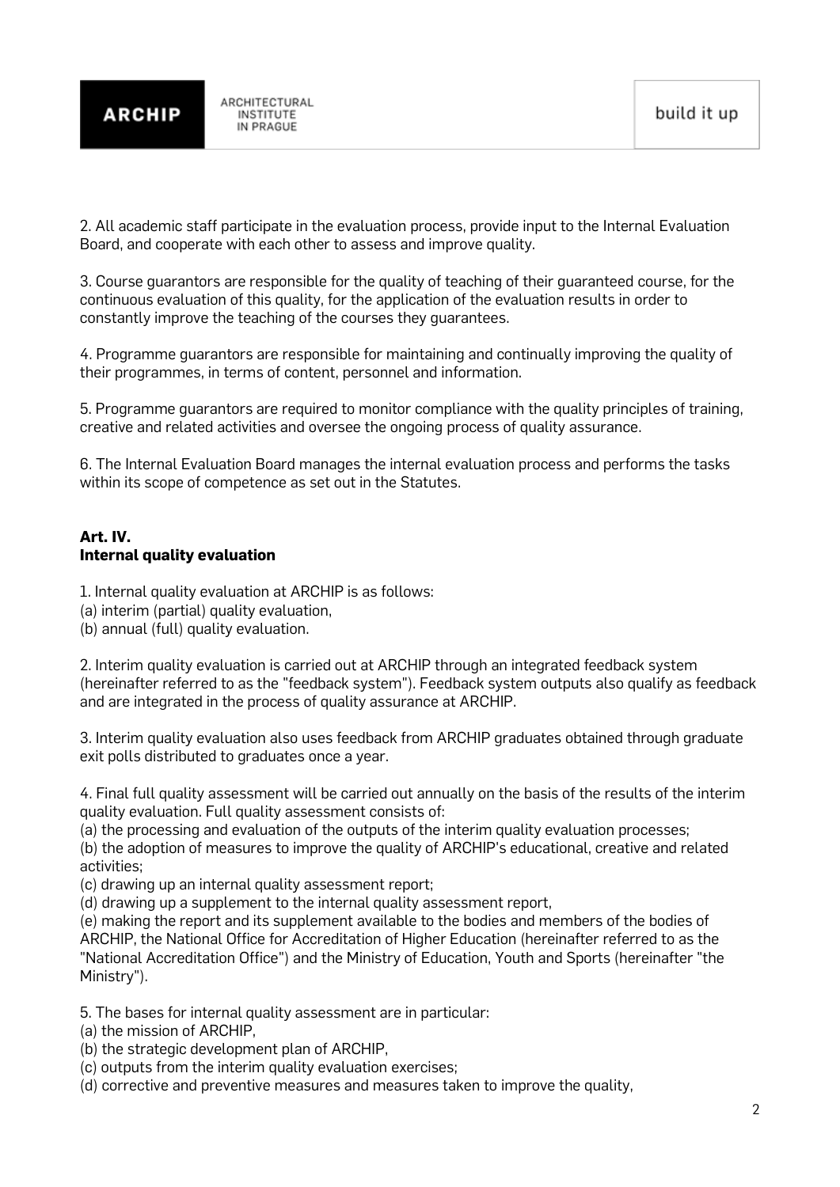2. All academic staff participate in the evaluation process, provide input to the Internal Evaluation Board, and cooperate with each other to assess and improve quality.

3. Course guarantors are responsible for the quality of teaching of their guaranteed course, for the continuous evaluation of this quality, for the application of the evaluation results in order to constantly improve the teaching of the courses they guarantees.

4. Programme guarantors are responsible for maintaining and continually improving the quality of their programmes, in terms of content, personnel and information.

5. Programme guarantors are required to monitor compliance with the quality principles of training, creative and related activities and oversee the ongoing process of quality assurance.

6. The Internal Evaluation Board manages the internal evaluation process and performs the tasks within its scope of competence as set out in the Statutes.

## Art. IV.
## Internal quality evaluation

1. Internal quality evaluation at ARCHIP is as follows:
(a) interim (partial) quality evaluation,
(b) annual (full) quality evaluation.

2. Interim quality evaluation is carried out at ARCHIP through an integrated feedback system (hereinafter referred to as the "feedback system"). Feedback system outputs also qualify as feedback and are integrated in the process of quality assurance at ARCHIP.

3. Interim quality evaluation also uses feedback from ARCHIP graduates obtained through graduate exit polls distributed to graduates once a year.

4. Final full quality assessment will be carried out annually on the basis of the results of the interim quality evaluation. Full quality assessment consists of:
(a) the processing and evaluation of the outputs of the interim quality evaluation processes;
(b) the adoption of measures to improve the quality of ARCHIP's educational, creative and related activities;
(c) drawing up an internal quality assessment report;
(d) drawing up a supplement to the internal quality assessment report,
(e) making the report and its supplement available to the bodies and members of the bodies of ARCHIP, the National Office for Accreditation of Higher Education (hereinafter referred to as the "National Accreditation Office") and the Ministry of Education, Youth and Sports (hereinafter "the Ministry").

5. The bases for internal quality assessment are in particular:
(a) the mission of ARCHIP,
(b) the strategic development plan of ARCHIP,
(c) outputs from the interim quality evaluation exercises;
(d) corrective and preventive measures and measures taken to improve the quality,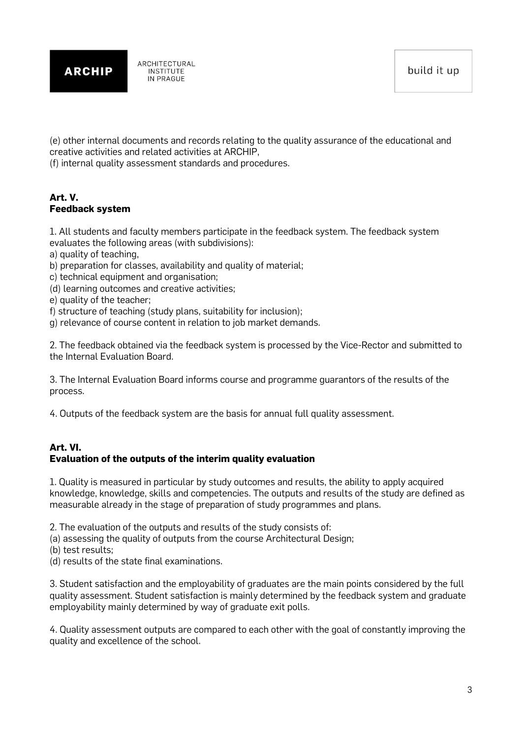(e) other internal documents and records relating to the quality assurance of the educational and creative activities and related activities at ARCHIP,
(f) internal quality assessment standards and procedures.

### Art. V.
### Feedback system

1. All students and faculty members participate in the feedback system. The feedback system evaluates the following areas (with subdivisions):
a) quality of teaching,
b) preparation for classes, availability and quality of material;
c) technical equipment and organisation;
(d) learning outcomes and creative activities;
e) quality of the teacher;
f) structure of teaching (study plans, suitability for inclusion);
g) relevance of course content in relation to job market demands.

2. The feedback obtained via the feedback system is processed by the Vice-Rector and submitted to the Internal Evaluation Board.

3. The Internal Evaluation Board informs course and programme guarantors of the results of the process.

4. Outputs of the feedback system are the basis for annual full quality assessment.

### Art. VI.
### Evaluation of the outputs of the interim quality evaluation

1. Quality is measured in particular by study outcomes and results, the ability to apply acquired knowledge, knowledge, skills and competencies. The outputs and results of the study are defined as measurable already in the stage of preparation of study programmes and plans.

2. The evaluation of the outputs and results of the study consists of:
(a) assessing the quality of outputs from the course Architectural Design;
(b) test results;
(d) results of the state final examinations.

3. Student satisfaction and the employability of graduates are the main points considered by the full quality assessment. Student satisfaction is mainly determined by the feedback system and graduate employability mainly determined by way of graduate exit polls.

4. Quality assessment outputs are compared to each other with the goal of constantly improving the quality and excellence of the school.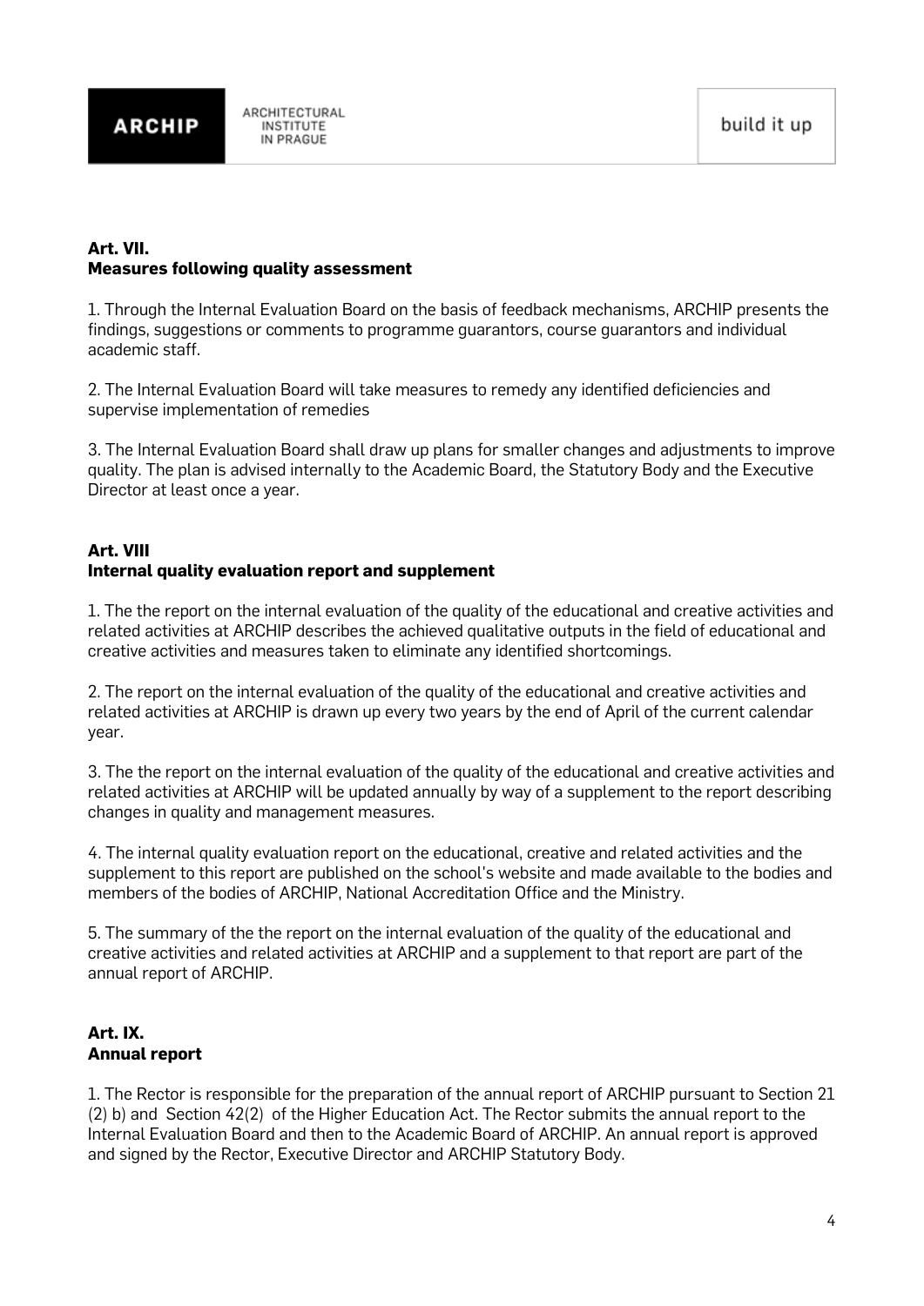**Art. VII.**
**Measures following quality assessment**

1. Through the Internal Evaluation Board on the basis of feedback mechanisms, ARCHIP presents the findings, suggestions or comments to programme guarantors, course guarantors and individual academic staff.

2. The Internal Evaluation Board will take measures to remedy any identified deficiencies and supervise implementation of remedies

3. The Internal Evaluation Board shall draw up plans for smaller changes and adjustments to improve quality. The plan is advised internally to the Academic Board, the Statutory Body and the Executive Director at least once a year.

**Art. VIII**
**Internal quality evaluation report and supplement**

1. The the report on the internal evaluation of the quality of the educational and creative activities and related activities at ARCHIP describes the achieved qualitative outputs in the field of educational and creative activities and measures taken to eliminate any identified shortcomings.

2. The report on the internal evaluation of the quality of the educational and creative activities and related activities at ARCHIP is drawn up every two years by the end of April of the current calendar year.

3. The the report on the internal evaluation of the quality of the educational and creative activities and related activities at ARCHIP will be updated annually by way of a supplement to the report describing changes in quality and management measures.

4. The internal quality evaluation report on the educational, creative and related activities and the supplement to this report are published on the school's website and made available to the bodies and members of the bodies of ARCHIP, National Accreditation Office and the Ministry.

5. The summary of the the report on the internal evaluation of the quality of the educational and creative activities and related activities at ARCHIP and a supplement to that report are part of the annual report of ARCHIP.

**Art. IX.**
**Annual report**

1. The Rector is responsible for the preparation of the annual report of ARCHIP pursuant to Section 21 (2) b) and Section 42(2) of the Higher Education Act. The Rector submits the annual report to the Internal Evaluation Board and then to the Academic Board of ARCHIP. An annual report is approved and signed by the Rector, Executive Director and ARCHIP Statutory Body.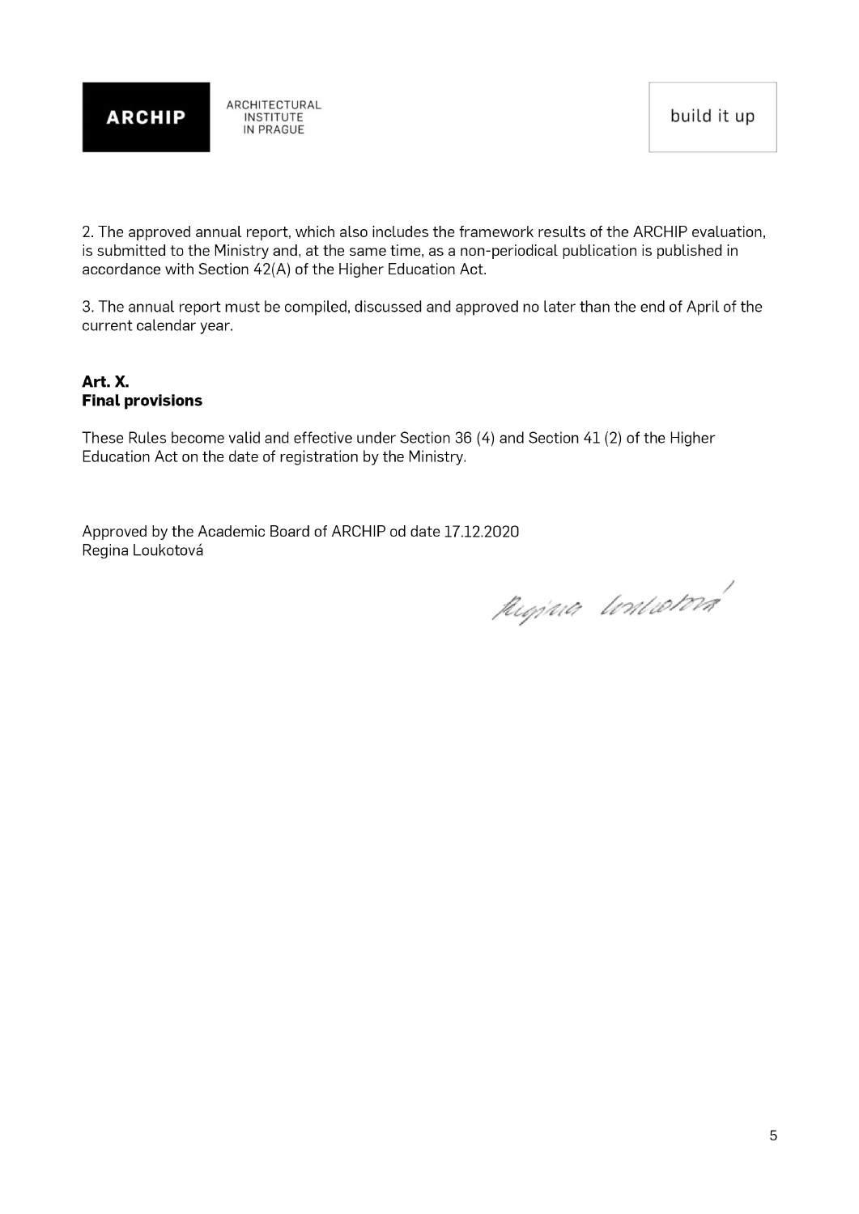2. The approved annual report, which also includes the framework results of the ARCHIP evaluation, is submitted to the Ministry and, at the same time, as a non-periodical publication is published in accordance with Section 42(A) of the Higher Education Act.

3. The annual report must be compiled, discussed and approved no later than the end of April of the current calendar year.

**Art. X.**
**Final provisions**

These Rules become valid and effective under Section 36 (4) and Section 41 (2) of the Higher Education Act on the date of registration by the Ministry.

Approved by the Academic Board of ARCHIP od date 17.12.2020
Regina Loukotová